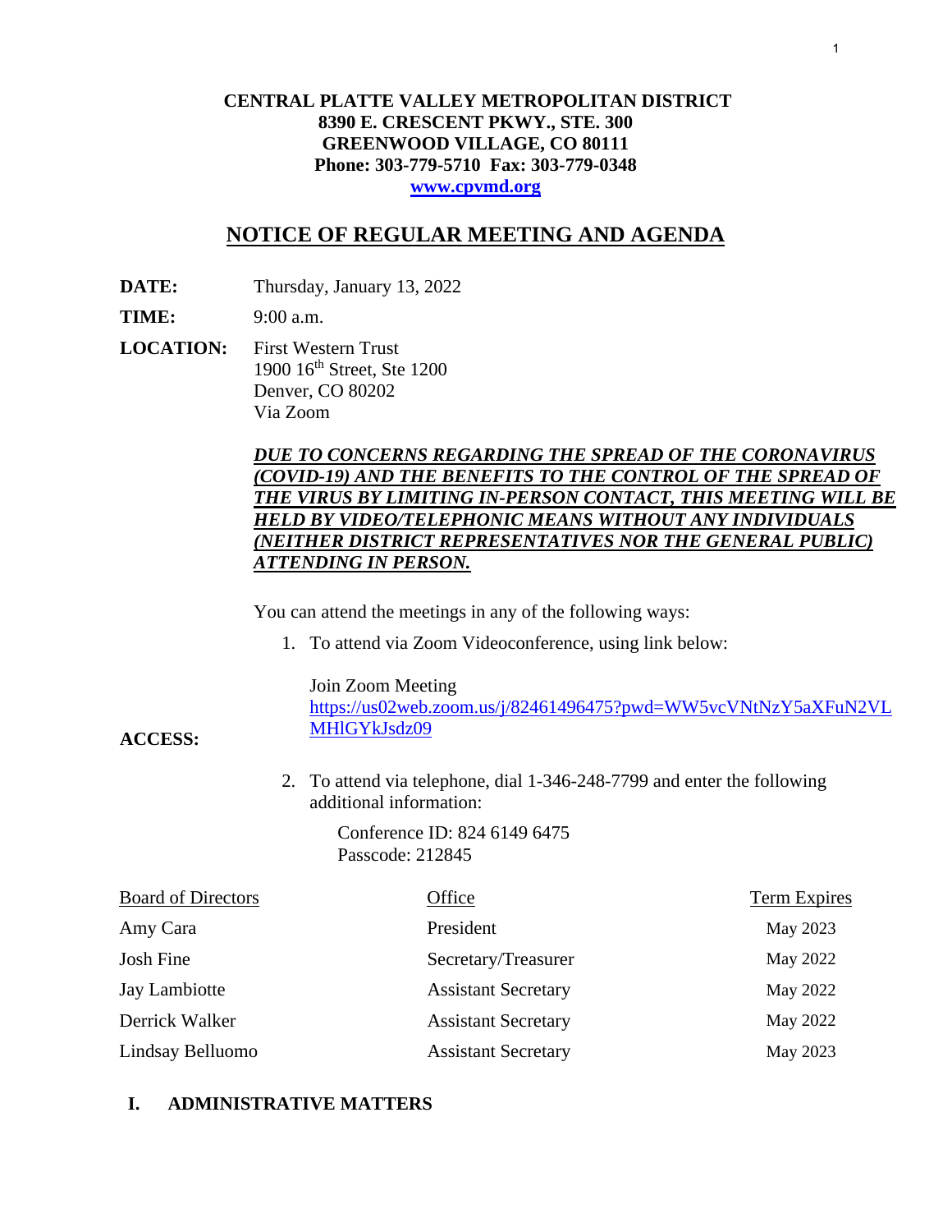**CENTRAL PLATTE VALLEY METROPOLITAN DISTRICT**
**8390 E. CRESCENT PKWY., STE. 300**
**GREENWOOD VILLAGE, CO 80111**
**Phone: 303-779-5710 Fax: 303-779-0348**
**[www.cpvmd.org](http://www.cpvmd.org)**

# NOTICE OF REGULAR MEETING AND AGENDA

**DATE:** Thursday, January 13, 2022

**TIME:** 9:00 a.m.

**LOCATION:** First Western Trust
1900 16th Street, Ste 1200
Denver, CO 80202
Via Zoom

***DUE TO CONCERNS REGARDING THE SPREAD OF THE CORONAVIRUS (COVID-19) AND THE BENEFITS TO THE CONTROL OF THE SPREAD OF THE VIRUS BY LIMITING IN-PERSON CONTACT, THIS MEETING WILL BE HELD BY VIDEO/TELEPHONIC MEANS WITHOUT ANY INDIVIDUALS (NEITHER DISTRICT REPRESENTATIVES NOR THE GENERAL PUBLIC) ATTENDING IN PERSON.***

**ACCESS:**

You can attend the meetings in any of the following ways:

1. To attend via Zoom Videoconference, using link below:

   Join Zoom Meeting
   https://us02web.zoom.us/j/82461496475?pwd=WW5vcVNtNzY5aXFuN2VLMHlGYkJsdz09

2. To attend via telephone, dial 1-346-248-7799 and enter the following additional information:

   Conference ID: 824 6149 6475
   Passcode: 212845

| Board of Directors | Office | Term Expires |
| --- | --- | --- |
| Amy Cara | President | May 2023 |
| Josh Fine | Secretary/Treasurer | May 2022 |
| Jay Lambiotte | Assistant Secretary | May 2022 |
| Derrick Walker | Assistant Secretary | May 2022 |
| Lindsay Belluomo | Assistant Secretary | May 2023 |

## I. ADMINISTRATIVE MATTERS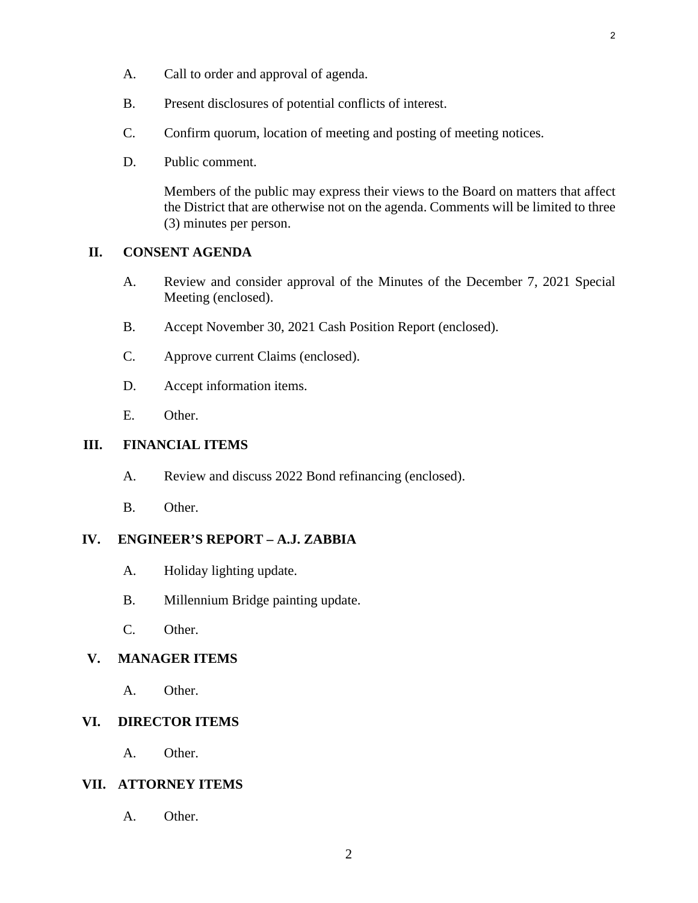A. Call to order and approval of agenda.

B. Present disclosures of potential conflicts of interest.

C. Confirm quorum, location of meeting and posting of meeting notices.

D. Public comment.

Members of the public may express their views to the Board on matters that affect the District that are otherwise not on the agenda. Comments will be limited to three (3) minutes per person.

## II. CONSENT AGENDA

A. Review and consider approval of the Minutes of the December 7, 2021 Special Meeting (enclosed).

B. Accept November 30, 2021 Cash Position Report (enclosed).

C. Approve current Claims (enclosed).

D. Accept information items.

E. Other.

## III. FINANCIAL ITEMS

A. Review and discuss 2022 Bond refinancing (enclosed).

B. Other.

## IV. ENGINEER'S REPORT – A.J. ZABBIA

A. Holiday lighting update.

B. Millennium Bridge painting update.

C. Other.

## V. MANAGER ITEMS

A. Other.

## VI. DIRECTOR ITEMS

A. Other.

## VII. ATTORNEY ITEMS

A. Other.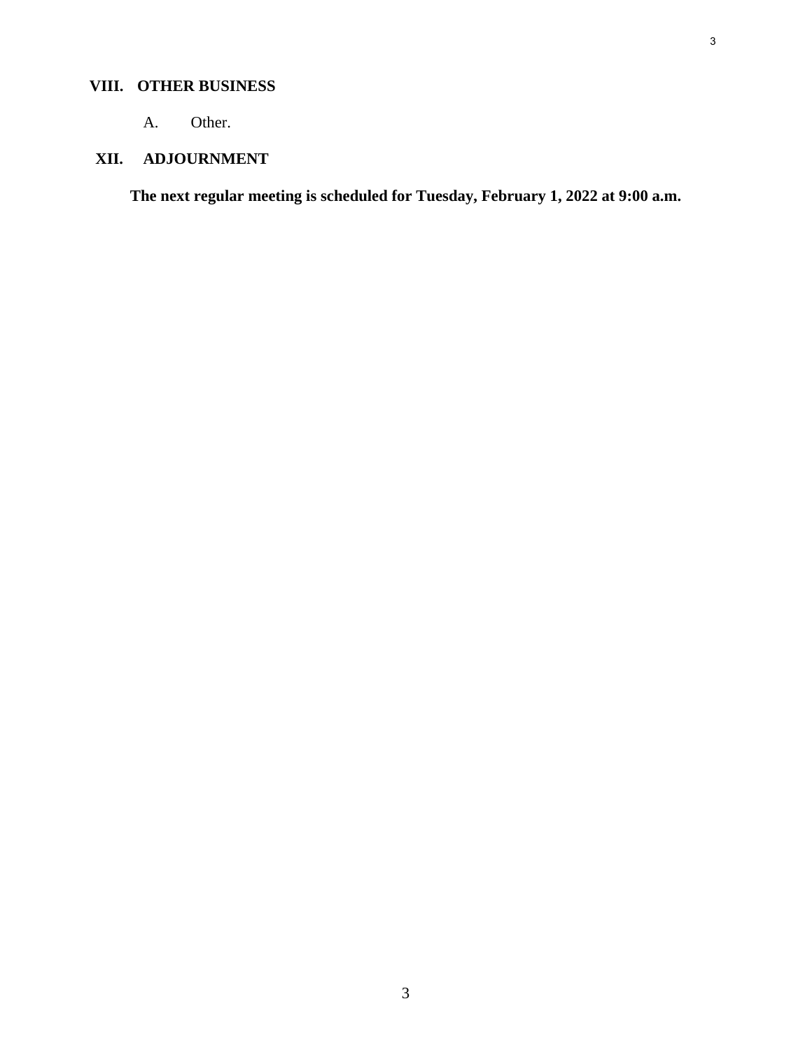## VIII. OTHER BUSINESS

A. Other.

## XII. ADJOURNMENT

**The next regular meeting is scheduled for Tuesday, February 1, 2022 at 9:00 a.m.**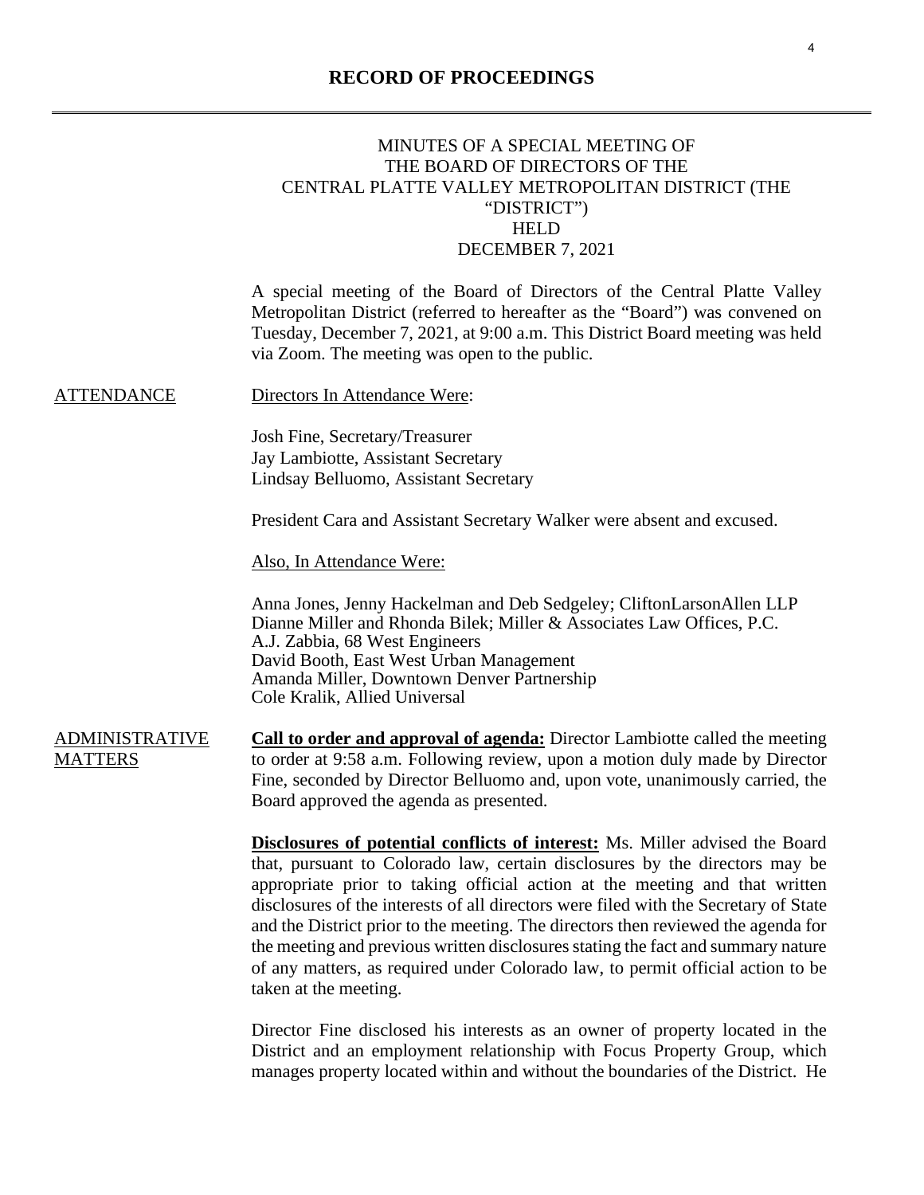# RECORD OF PROCEEDINGS

MINUTES OF A SPECIAL MEETING OF THE BOARD OF DIRECTORS OF THE CENTRAL PLATTE VALLEY METROPOLITAN DISTRICT (THE "DISTRICT") HELD DECEMBER 7, 2021

A special meeting of the Board of Directors of the Central Platte Valley Metropolitan District (referred to hereafter as the "Board") was convened on Tuesday, December 7, 2021, at 9:00 a.m. This District Board meeting was held via Zoom. The meeting was open to the public.

## ATTENDANCE

Directors In Attendance Were:

Josh Fine, Secretary/Treasurer
Jay Lambiotte, Assistant Secretary
Lindsay Belluomo, Assistant Secretary

President Cara and Assistant Secretary Walker were absent and excused.

Also, In Attendance Were:

Anna Jones, Jenny Hackelman and Deb Sedgeley; CliftonLarsonAllen LLP
Dianne Miller and Rhonda Bilek; Miller & Associates Law Offices, P.C.
A.J. Zabbia, 68 West Engineers
David Booth, East West Urban Management
Amanda Miller, Downtown Denver Partnership
Cole Kralik, Allied Universal

## ADMINISTRATIVE MATTERS

**Call to order and approval of agenda:** Director Lambiotte called the meeting to order at 9:58 a.m. Following review, upon a motion duly made by Director Fine, seconded by Director Belluomo and, upon vote, unanimously carried, the Board approved the agenda as presented.

**Disclosures of potential conflicts of interest:** Ms. Miller advised the Board that, pursuant to Colorado law, certain disclosures by the directors may be appropriate prior to taking official action at the meeting and that written disclosures of the interests of all directors were filed with the Secretary of State and the District prior to the meeting. The directors then reviewed the agenda for the meeting and previous written disclosures stating the fact and summary nature of any matters, as required under Colorado law, to permit official action to be taken at the meeting.

Director Fine disclosed his interests as an owner of property located in the District and an employment relationship with Focus Property Group, which manages property located within and without the boundaries of the District. He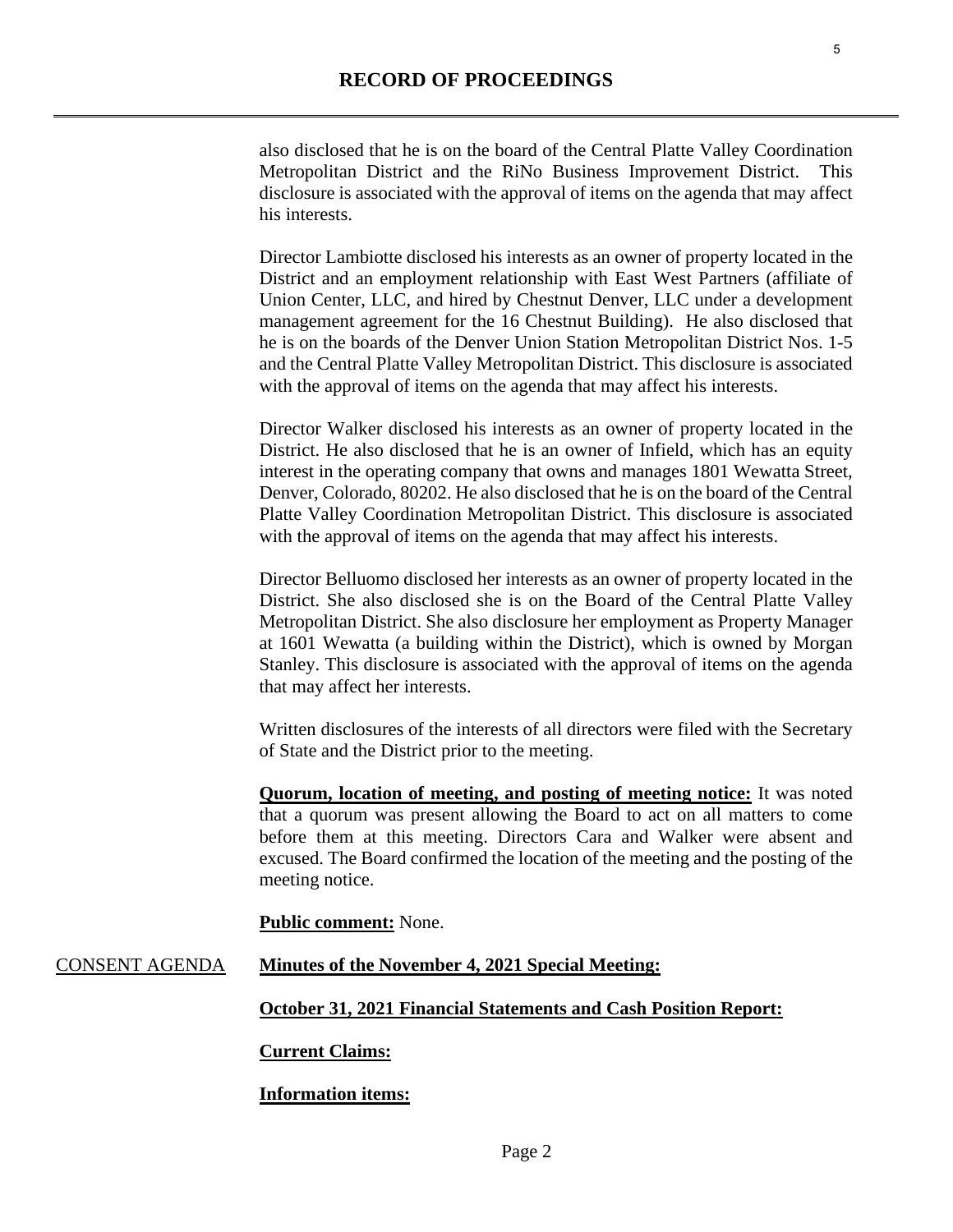also disclosed that he is on the board of the Central Platte Valley Coordination Metropolitan District and the RiNo Business Improvement District. This disclosure is associated with the approval of items on the agenda that may affect his interests.

Director Lambiotte disclosed his interests as an owner of property located in the District and an employment relationship with East West Partners (affiliate of Union Center, LLC, and hired by Chestnut Denver, LLC under a development management agreement for the 16 Chestnut Building). He also disclosed that he is on the boards of the Denver Union Station Metropolitan District Nos. 1-5 and the Central Platte Valley Metropolitan District. This disclosure is associated with the approval of items on the agenda that may affect his interests.

Director Walker disclosed his interests as an owner of property located in the District. He also disclosed that he is an owner of Infield, which has an equity interest in the operating company that owns and manages 1801 Wewatta Street, Denver, Colorado, 80202. He also disclosed that he is on the board of the Central Platte Valley Coordination Metropolitan District. This disclosure is associated with the approval of items on the agenda that may affect his interests.

Director Belluomo disclosed her interests as an owner of property located in the District. She also disclosed she is on the Board of the Central Platte Valley Metropolitan District. She also disclosure her employment as Property Manager at 1601 Wewatta (a building within the District), which is owned by Morgan Stanley. This disclosure is associated with the approval of items on the agenda that may affect her interests.

Written disclosures of the interests of all directors were filed with the Secretary of State and the District prior to the meeting.

**Quorum, location of meeting, and posting of meeting notice:** It was noted that a quorum was present allowing the Board to act on all matters to come before them at this meeting. Directors Cara and Walker were absent and excused. The Board confirmed the location of the meeting and the posting of the meeting notice.

**Public comment:** None.

CONSENT AGENDA

**Minutes of the November 4, 2021 Special Meeting:**

**October 31, 2021 Financial Statements and Cash Position Report:**

**Current Claims:**

**Information items:**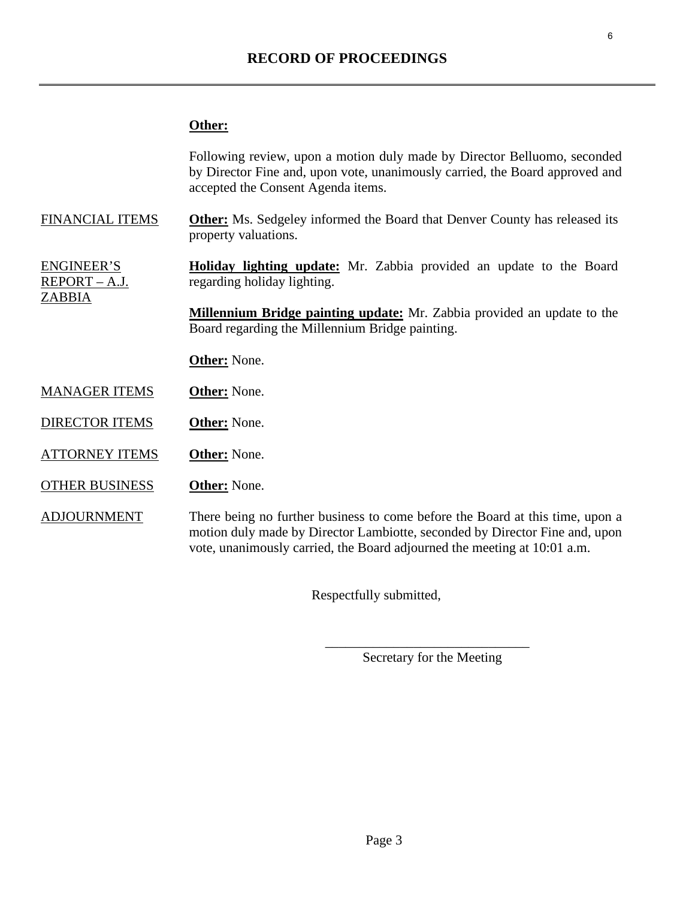## RECORD OF PROCEEDINGS

**Other:**

Following review, upon a motion duly made by Director Belluomo, seconded by Director Fine and, upon vote, unanimously carried, the Board approved and accepted the Consent Agenda items.

FINANCIAL ITEMS

**Other:** Ms. Sedgeley informed the Board that Denver County has released its property valuations.

ENGINEER'S REPORT – A.J. ZABBIA

**Holiday lighting update:** Mr. Zabbia provided an update to the Board regarding holiday lighting.

**Millennium Bridge painting update:** Mr. Zabbia provided an update to the Board regarding the Millennium Bridge painting.

**Other:** None.

MANAGER ITEMS

**Other:** None.

DIRECTOR ITEMS

**Other:** None.

ATTORNEY ITEMS

**Other:** None.

OTHER BUSINESS

**Other:** None.

ADJOURNMENT

There being no further business to come before the Board at this time, upon a motion duly made by Director Lambiotte, seconded by Director Fine and, upon vote, unanimously carried, the Board adjourned the meeting at 10:01 a.m.

Respectfully submitted,

______________________________
Secretary for the Meeting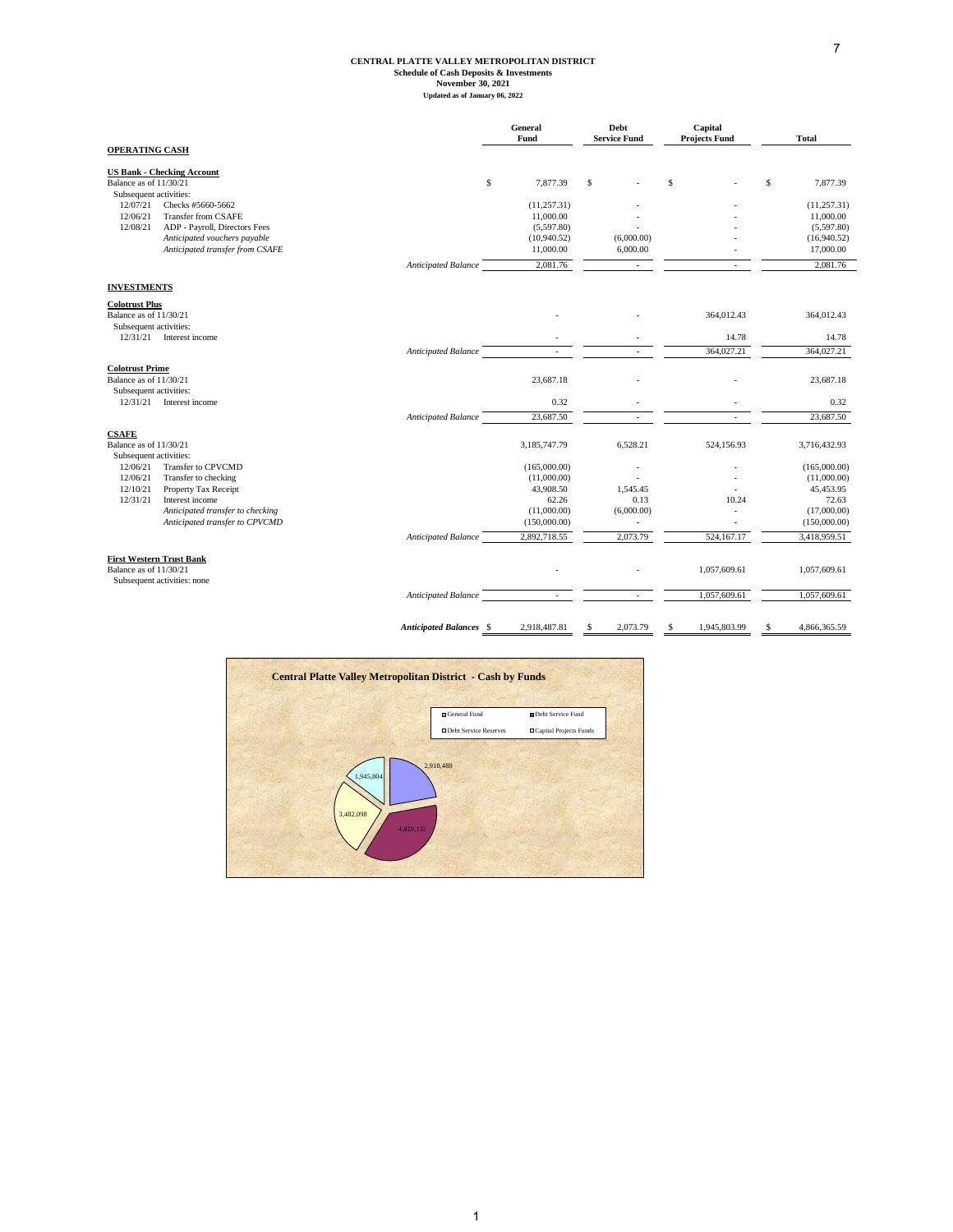**CENTRAL PLATTE VALLEY METROPOLITAN DISTRICT**
**Schedule of Cash Deposits & Investments**
**November 30, 2021**
**Updated as of January 06, 2022**

| | | General Fund | Debt Service Fund | Capital Projects Fund | Total |
|---|---|---|---|---|---|
| **OPERATING CASH** | | | | | |
| **US Bank - Checking Account** | | | | | |
| Balance as of 11/30/21 | | $ 7,877.39 | $ - | $ - | $ 7,877.39 |
| Subsequent activities: | | | | | |
| 12/07/21 | Checks #5660-5662 | (11,257.31) | - | - | (11,257.31) |
| 12/06/21 | Transfer from CSAFE | 11,000.00 | - | - | 11,000.00 |
| 12/08/21 | ADP - Payroll, Directors Fees | (5,597.80) | - | - | (5,597.80) |
| | *Anticipated vouchers payable* | (10,940.52) | (6,000.00) | - | (16,940.52) |
| | *Anticipated transfer from CSAFE* | 11,000.00 | 6,000.00 | - | 17,000.00 |
| | *Anticipated Balance* | 2,081.76 | - | - | 2,081.76 |
| **INVESTMENTS** | | | | | |
| **Colotrust Plus** | | | | | |
| Balance as of 11/30/21 | | - | - | 364,012.43 | 364,012.43 |
| Subsequent activities: | | | | | |
| 12/31/21 | Interest income | - | - | 14.78 | 14.78 |
| | *Anticipated Balance* | - | - | 364,027.21 | 364,027.21 |
| **Colotrust Prime** | | | | | |
| Balance as of 11/30/21 | | 23,687.18 | - | - | 23,687.18 |
| Subsequent activities: | | | | | |
| 12/31/21 | Interest income | 0.32 | - | - | 0.32 |
| | *Anticipated Balance* | 23,687.50 | - | - | 23,687.50 |
| **CSAFE** | | | | | |
| Balance as of 11/30/21 | | 3,185,747.79 | 6,528.21 | 524,156.93 | 3,716,432.93 |
| Subsequent activities: | | | | | |
| 12/06/21 | Transfer to CPVCMD | (165,000.00) | - | - | (165,000.00) |
| 12/06/21 | Transfer to checking | (11,000.00) | - | - | (11,000.00) |
| 12/10/21 | Property Tax Receipt | 43,908.50 | 1,545.45 | - | 45,453.95 |
| 12/31/21 | Interest income | 62.26 | 0.13 | 10.24 | 72.63 |
| | *Anticipated transfer to checking* | (11,000.00) | (6,000.00) | - | (17,000.00) |
| | *Anticipated transfer to CPVCMD* | (150,000.00) | - | - | (150,000.00) |
| | *Anticipated Balance* | 2,892,718.55 | 2,073.79 | 524,167.17 | 3,418,959.51 |
| **First Western Trust Bank** | | | | | |
| Balance as of 11/30/21 | | - | - | 1,057,609.61 | 1,057,609.61 |
| Subsequent activities: none | | | | | |
| | *Anticipated Balance* | - | - | 1,057,609.61 | 1,057,609.61 |
| | ***Anticipated Balances*** | $ 2,918,487.81 | $ 2,073.79 | $ 1,945,803.99 | $ 4,866,365.59 |

**Central Platte Valley Metropolitan District - Cash by Funds**

| Fund | Amount |
|---|---|
| General Fund | 2,918,488 |
| Debt Service Fund | 4,829,132 |
| Debt Service Reserves | 3,482,098 |
| Capital Projects Funds | 1,945,804 |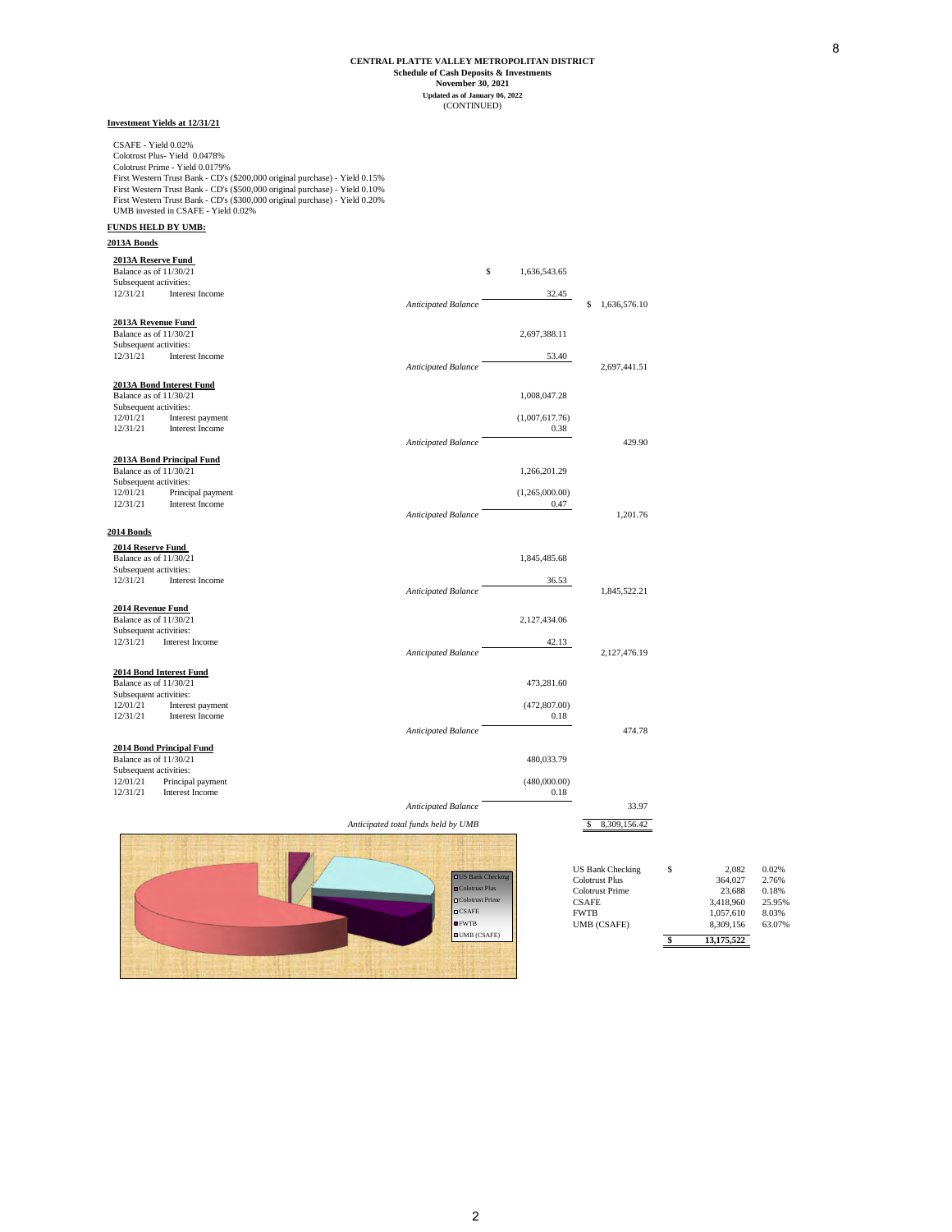**CENTRAL PLATTE VALLEY METROPOLITAN DISTRICT**
**Schedule of Cash Deposits & Investments**
**November 30, 2021**
**Updated as of January 06, 2022**
(CONTINUED)

**Investment Yields at 12/31/21**

CSAFE - Yield 0.02%
Colotrust Plus- Yield 0.0478%
Colotrust Prime - Yield 0.0179%
First Western Trust Bank - CD's ($200,000 original purchase) - Yield 0.15%
First Western Trust Bank - CD's ($500,000 original purchase) - Yield 0.10%
First Western Trust Bank - CD's ($300,000 original purchase) - Yield 0.20%
UMB invested in CSAFE - Yield 0.02%

**FUNDS HELD BY UMB:**

**2013A Bonds**

| | | | |
|---|---|---|---|
| **2013A Reserve Fund** | | | |
| Balance as of 11/30/21 | | $ 1,636,543.65 | |
| Subsequent activities: | | | |
| 12/31/21 Interest Income | | 32.45 | |
| | *Anticipated Balance* | | $ 1,636,576.10 |
| **2013A Revenue Fund** | | | |
| Balance as of 11/30/21 | | 2,697,388.11 | |
| Subsequent activities: | | | |
| 12/31/21 Interest Income | | 53.40 | |
| | *Anticipated Balance* | | 2,697,441.51 |
| **2013A Bond Interest Fund** | | | |
| Balance as of 11/30/21 | | 1,008,047.28 | |
| Subsequent activities: | | | |
| 12/01/21 Interest payment | | (1,007,617.76) | |
| 12/31/21 Interest Income | | 0.38 | |
| | *Anticipated Balance* | | 429.90 |
| **2013A Bond Principal Fund** | | | |
| Balance as of 11/30/21 | | 1,266,201.29 | |
| Subsequent activities: | | | |
| 12/01/21 Principal payment | | (1,265,000.00) | |
| 12/31/21 Interest Income | | 0.47 | |
| | *Anticipated Balance* | | 1,201.76 |

**2014 Bonds**

| | | | |
|---|---|---|---|
| **2014 Reserve Fund** | | | |
| Balance as of 11/30/21 | | 1,845,485.68 | |
| Subsequent activities: | | | |
| 12/31/21 Interest Income | | 36.53 | |
| | *Anticipated Balance* | | 1,845,522.21 |
| **2014 Revenue Fund** | | | |
| Balance as of 11/30/21 | | 2,127,434.06 | |
| Subsequent activities: | | | |
| 12/31/21 Interest Income | | 42.13 | |
| | *Anticipated Balance* | | 2,127,476.19 |
| **2014 Bond Interest Fund** | | | |
| Balance as of 11/30/21 | | 473,281.60 | |
| Subsequent activities: | | | |
| 12/01/21 Interest payment | | (472,807.00) | |
| 12/31/21 Interest Income | | 0.18 | |
| | *Anticipated Balance* | | 474.78 |
| **2014 Bond Principal Fund** | | | |
| Balance as of 11/30/21 | | 480,033.79 | |
| Subsequent activities: | | | |
| 12/01/21 Principal payment | | (480,000.00) | |
| 12/31/21 Interest Income | | 0.18 | |
| | *Anticipated Balance* | | 33.97 |
| | *Anticipated total funds held by UMB* | | $ 8,309,156.42 |

| Account | Amount | % |
|---|---|---|
| US Bank Checking | $ 2,082 | 0.02% |
| Colotrust Plus | 364,027 | 2.76% |
| Colotrust Prime | 23,688 | 0.18% |
| CSAFE | 3,418,960 | 25.95% |
| FWTB | 1,057,610 | 8.03% |
| UMB (CSAFE) | 8,309,156 | 63.07% |
| | **$ 13,175,522** | |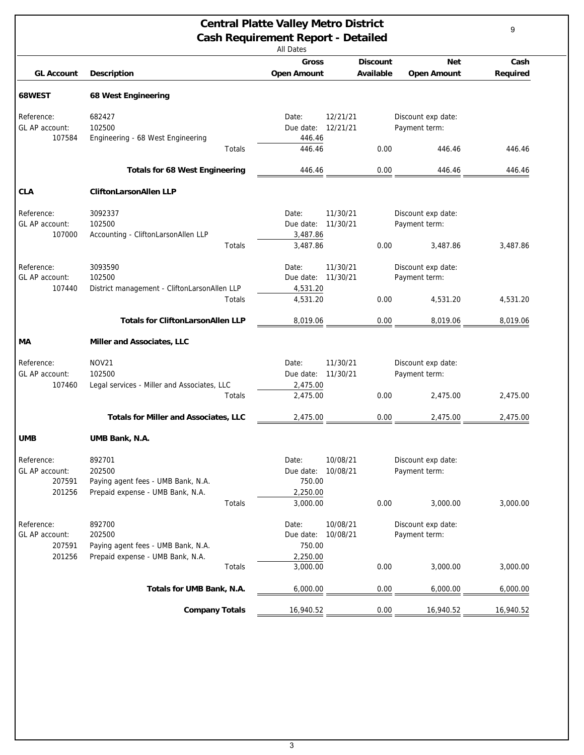# Central Platte Valley Metro District

## Cash Requirement Report - Detailed

All Dates

| GL Account | Description | Gross Open Amount | | Discount Available | Net Open Amount | Cash Required |
|---|---|---|---|---|---|---|
| **68WEST** | **68 West Engineering** | | | | | |
| Reference: | 682427 | Date: | 12/21/21 | | Discount exp date: | |
| GL AP account: | 102500 | Due date: | 12/21/21 | | Payment term: | |
| 107584 | Engineering - 68 West Engineering | 446.46 | | | | |
| | Totals | 446.46 | | 0.00 | 446.46 | 446.46 |
| | **Totals for 68 West Engineering** | 446.46 | | 0.00 | 446.46 | 446.46 |
| **CLA** | **CliftonLarsonAllen LLP** | | | | | |
| Reference: | 3092337 | Date: | 11/30/21 | | Discount exp date: | |
| GL AP account: | 102500 | Due date: | 11/30/21 | | Payment term: | |
| 107000 | Accounting - CliftonLarsonAllen LLP | 3,487.86 | | | | |
| | Totals | 3,487.86 | | 0.00 | 3,487.86 | 3,487.86 |
| Reference: | 3093590 | Date: | 11/30/21 | | Discount exp date: | |
| GL AP account: | 102500 | Due date: | 11/30/21 | | Payment term: | |
| 107440 | District management - CliftonLarsonAllen LLP | 4,531.20 | | | | |
| | Totals | 4,531.20 | | 0.00 | 4,531.20 | 4,531.20 |
| | **Totals for CliftonLarsonAllen LLP** | 8,019.06 | | 0.00 | 8,019.06 | 8,019.06 |
| **MA** | **Miller and Associates, LLC** | | | | | |
| Reference: | NOV21 | Date: | 11/30/21 | | Discount exp date: | |
| GL AP account: | 102500 | Due date: | 11/30/21 | | Payment term: | |
| 107460 | Legal services - Miller and Associates, LLC | 2,475.00 | | | | |
| | Totals | 2,475.00 | | 0.00 | 2,475.00 | 2,475.00 |
| | **Totals for Miller and Associates, LLC** | 2,475.00 | | 0.00 | 2,475.00 | 2,475.00 |
| **UMB** | **UMB Bank, N.A.** | | | | | |
| Reference: | 892701 | Date: | 10/08/21 | | Discount exp date: | |
| GL AP account: | 202500 | Due date: | 10/08/21 | | Payment term: | |
| 207591 | Paying agent fees - UMB Bank, N.A. | 750.00 | | | | |
| 201256 | Prepaid expense - UMB Bank, N.A. | 2,250.00 | | | | |
| | Totals | 3,000.00 | | 0.00 | 3,000.00 | 3,000.00 |
| Reference: | 892700 | Date: | 10/08/21 | | Discount exp date: | |
| GL AP account: | 202500 | Due date: | 10/08/21 | | Payment term: | |
| 207591 | Paying agent fees - UMB Bank, N.A. | 750.00 | | | | |
| 201256 | Prepaid expense - UMB Bank, N.A. | 2,250.00 | | | | |
| | Totals | 3,000.00 | | 0.00 | 3,000.00 | 3,000.00 |
| | **Totals for UMB Bank, N.A.** | 6,000.00 | | 0.00 | 6,000.00 | 6,000.00 |
| | **Company Totals** | 16,940.52 | | 0.00 | 16,940.52 | 16,940.52 |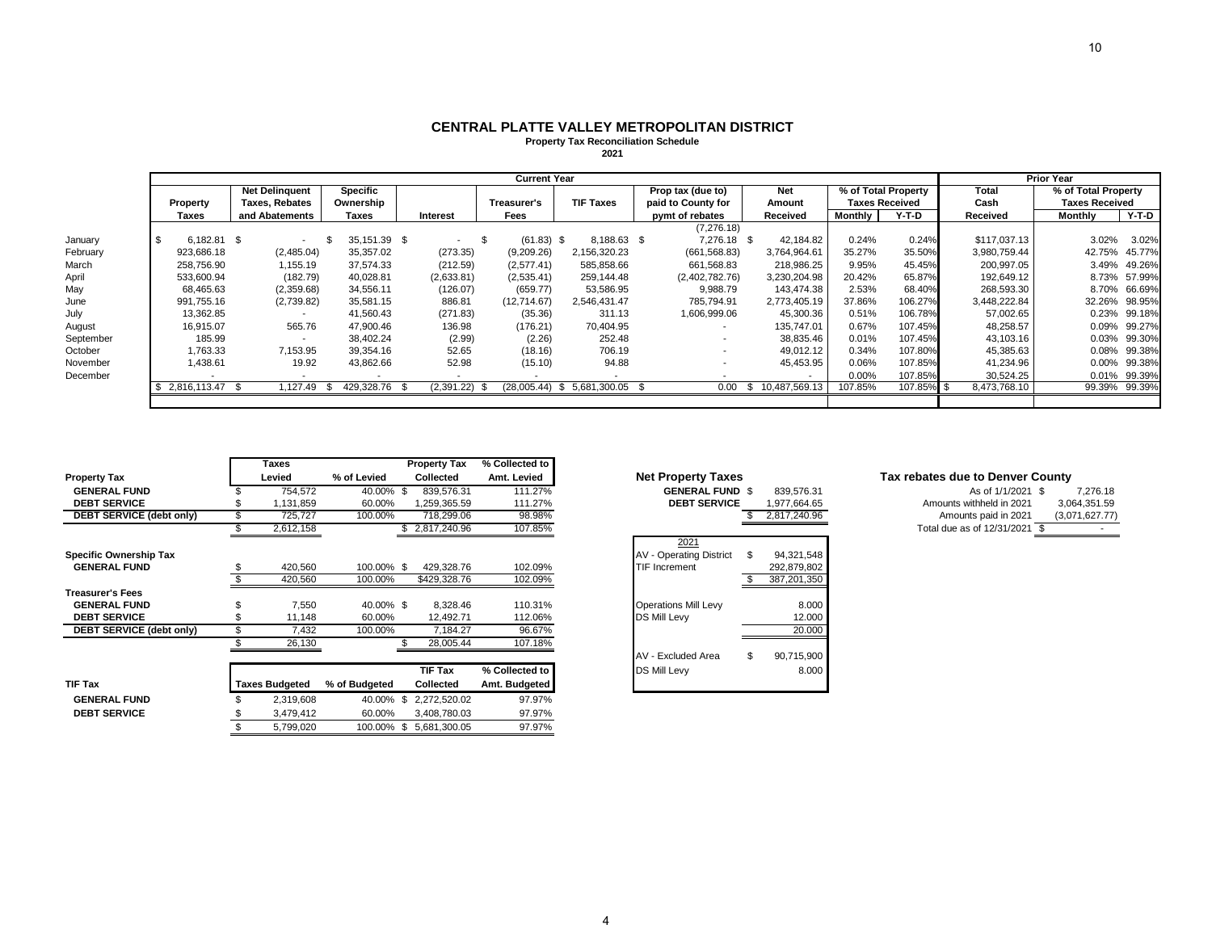# CENTRAL PLATTE VALLEY METROPOLITAN DISTRICT

**Property Tax Reconciliation Schedule**

**2021**

| | Current Year | | | | | | | | | | Prior Year | | |
|---|---|---|---|---|---|---|---|---|---|---|---|---|---|
| | Property Taxes | Net Delinquent Taxes, Rebates and Abatements | Specific Ownership Taxes | Interest | Treasurer's Fees | TIF Taxes | Prop tax (due to) paid to County for pymt of rebates | Net Amount Received | % of Total Property Taxes Received | | Total Cash Received | % of Total Property Taxes Received | |
| | | | | | | | | | Monthly | Y-T-D | | Monthly | Y-T-D |
| | | | | | | | (7,276.18) | | | | | | |
| January | $ 6,182.81 | $ - | $ 35,151.39 | $ - | $ (61.83) | $ 8,188.63 | $ 7,276.18 | $ 42,184.82 | 0.24% | 0.24% | $117,037.13 | 3.02% | 3.02% |
| February | 923,686.18 | (2,485.04) | 35,357.02 | (273.35) | (9,209.26) | 2,156,320.23 | (661,568.83) | 3,764,964.61 | 35.27% | 35.50% | 3,980,759.44 | 42.75% | 45.77% |
| March | 258,756.90 | 1,155.19 | 37,574.33 | (212.59) | (2,577.41) | 585,858.66 | 661,568.83 | 218,986.25 | 9.95% | 45.45% | 200,997.05 | 3.49% | 49.26% |
| April | 533,600.94 | (182.79) | 40,028.81 | (2,633.81) | (2,535.41) | 259,144.48 | (2,402,782.76) | 3,230,204.98 | 20.42% | 65.87% | 192,649.12 | 8.73% | 57.99% |
| May | 68,465.63 | (2,359.68) | 34,556.11 | (126.07) | (659.77) | 53,586.95 | 9,988.79 | 143,474.38 | 2.53% | 68.40% | 268,593.30 | 8.70% | 66.69% |
| June | 991,755.16 | (2,739.82) | 35,581.15 | 886.81 | (12,714.67) | 2,546,431.47 | 785,794.91 | 2,773,405.19 | 37.86% | 106.27% | 3,448,222.84 | 32.26% | 98.95% |
| July | 13,362.85 | - | 41,560.43 | (271.83) | (35.36) | 311.13 | 1,606,999.06 | 45,300.36 | 0.51% | 106.78% | 57,002.65 | 0.23% | 99.18% |
| August | 16,915.07 | 565.76 | 47,900.46 | 136.98 | (176.21) | 70,404.95 | - | 135,747.01 | 0.67% | 107.45% | 48,258.57 | 0.09% | 99.27% |
| September | 185.99 | - | 38,402.24 | (2.99) | (2.26) | 252.48 | - | 38,835.46 | 0.01% | 107.45% | 43,103.16 | 0.03% | 99.30% |
| October | 1,763.33 | 7,153.95 | 39,354.16 | 52.65 | (18.16) | 706.19 | - | 49,012.12 | 0.34% | 107.80% | 45,385.63 | 0.08% | 99.38% |
| November | 1,438.61 | 19.92 | 43,862.66 | 52.98 | (15.10) | 94.88 | - | 45,453.95 | 0.06% | 107.85% | 41,234.96 | 0.00% | 99.38% |
| December | - | - | - | - | - | - | - | - | 0.00% | 107.85% | 30,524.25 | 0.01% | 99.39% |
| | $ 2,816,113.47 | $ 1,127.49 | $ 429,328.76 | $ (2,391.22) | $ (28,005.44) | $ 5,681,300.05 | $ 0.00 | $ 10,487,569.13 | 107.85% | 107.85% | $ 8,473,768.10 | 99.39% | 99.39% |

| Property Tax | Taxes Levied | % of Levied | Property Tax Collected | % Collected to Amt. Levied |
|---|---|---|---|---|
| **GENERAL FUND** | $ 754,572 | 40.00% | $ 839,576.31 | 111.27% |
| **DEBT SERVICE** | $ 1,131,859 | 60.00% | 1,259,365.59 | 111.27% |
| **DEBT SERVICE (debt only)** | $ 725,727 | 100.00% | 718,299.06 | 98.98% |
| | $ 2,612,158 | | $ 2,817,240.96 | 107.85% |
| **Specific Ownership Tax** | | | | |
| **GENERAL FUND** | $ 420,560 | 100.00% | $ 429,328.76 | 102.09% |
| | $ 420,560 | 100.00% | $429,328.76 | 102.09% |
| **Treasurer's Fees** | | | | |
| **GENERAL FUND** | $ 7,550 | 40.00% | $ 8,328.46 | 110.31% |
| **DEBT SERVICE** | $ 11,148 | 60.00% | 12,492.71 | 112.06% |
| **DEBT SERVICE (debt only)** | $ 7,432 | 100.00% | 7,184.27 | 96.67% |
| | $ 26,130 | | $ 28,005.44 | 107.18% |

| TIF Tax | Taxes Budgeted | % of Budgeted | TIF Tax Collected | % Collected to Amt. Budgeted |
|---|---|---|---|---|
| **GENERAL FUND** | $ 2,319,608 | 40.00% | $ 2,272,520.02 | 97.97% |
| **DEBT SERVICE** | $ 3,479,412 | 60.00% | 3,408,780.03 | 97.97% |
| | $ 5,799,020 | 100.00% | $ 5,681,300.05 | 97.97% |

**Net Property Taxes**

| | |
|---|---|
| **GENERAL FUND** | $ 839,576.31 |
| **DEBT SERVICE** | 1,977,664.65 |
| | $ 2,817,240.96 |

| 2021 | |
|---|---|
| AV - Operating District | $ 94,321,548 |
| TIF Increment | 292,879,802 |
| | $ 387,201,350 |
| Operations Mill Levy | 8.000 |
| DS Mill Levy | 12.000 |
| | 20.000 |
| AV - Excluded Area | $ 90,715,900 |
| DS Mill Levy | 8.000 |

**Tax rebates due to Denver County**

| | |
|---|---|
| As of 1/1/2021 | $ 7,276.18 |
| Amounts withheld in 2021 | 3,064,351.59 |
| Amounts paid in 2021 | (3,071,627.77) |
| Total due as of 12/31/2021 | $ - |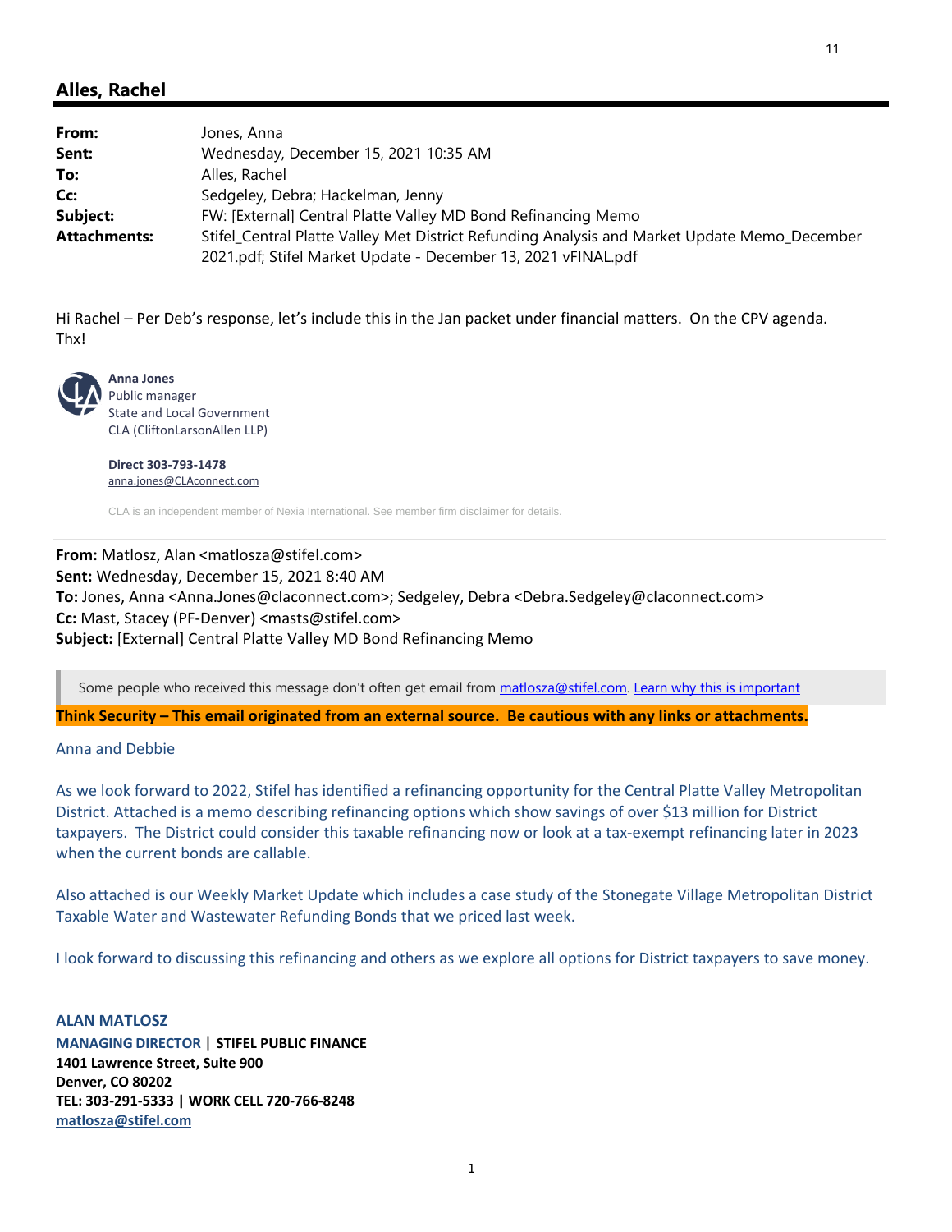## Alles, Rachel

| | |
|---|---|
| **From:** | Jones, Anna |
| **Sent:** | Wednesday, December 15, 2021 10:35 AM |
| **To:** | Alles, Rachel |
| **Cc:** | Sedgeley, Debra; Hackelman, Jenny |
| **Subject:** | FW: [External] Central Platte Valley MD Bond Refinancing Memo |
| **Attachments:** | Stifel_Central Platte Valley Met District Refunding Analysis and Market Update Memo_December 2021.pdf; Stifel Market Update - December 13, 2021 vFINAL.pdf |

Hi Rachel – Per Deb's response, let's include this in the Jan packet under financial matters. On the CPV agenda. Thx!

**Anna Jones**
Public manager
State and Local Government
CLA (CliftonLarsonAllen LLP)

**Direct 303-793-1478**
anna.jones@CLAconnect.com

CLA is an independent member of Nexia International. See member firm disclaimer for details.

---

**From:** Matlosz, Alan <matlosza@stifel.com>
**Sent:** Wednesday, December 15, 2021 8:40 AM
**To:** Jones, Anna <Anna.Jones@claconnect.com>; Sedgeley, Debra <Debra.Sedgeley@claconnect.com>
**Cc:** Mast, Stacey (PF-Denver) <masts@stifel.com>
**Subject:** [External] Central Platte Valley MD Bond Refinancing Memo

Some people who received this message don't often get email from matlosza@stifel.com. Learn why this is important

**Think Security – This email originated from an external source. Be cautious with any links or attachments.**

Anna and Debbie

As we look forward to 2022, Stifel has identified a refinancing opportunity for the Central Platte Valley Metropolitan District. Attached is a memo describing refinancing options which show savings of over $13 million for District taxpayers. The District could consider this taxable refinancing now or look at a tax-exempt refinancing later in 2023 when the current bonds are callable.

Also attached is our Weekly Market Update which includes a case study of the Stonegate Village Metropolitan District Taxable Water and Wastewater Refunding Bonds that we priced last week.

I look forward to discussing this refinancing and others as we explore all options for District taxpayers to save money.

**ALAN MATLOSZ**
**MANAGING DIRECTOR | STIFEL PUBLIC FINANCE**
**1401 Lawrence Street, Suite 900**
**Denver, CO 80202**
**TEL: 303-291-5333 | WORK CELL 720-766-8248**
**matlosza@stifel.com**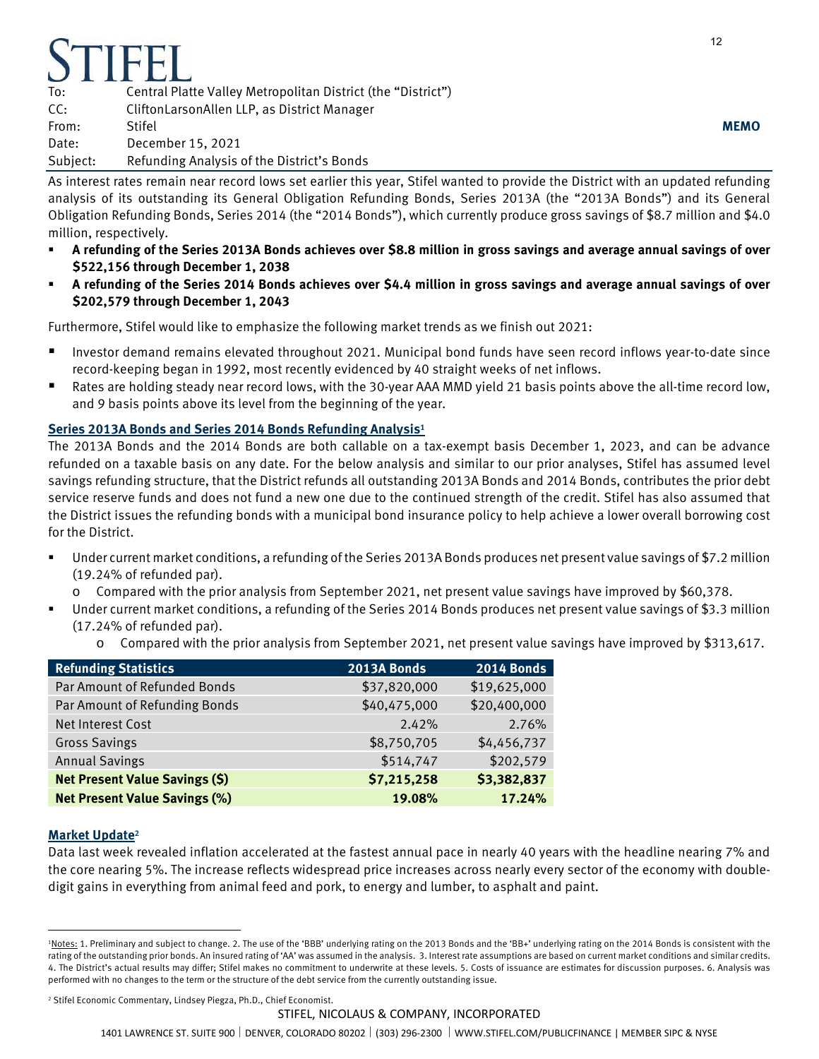# STIFEL

| | |
|---|---|
| To: | Central Platte Valley Metropolitan District (the "District") |
| CC: | CliftonLarsonAllen LLP, as District Manager |
| From: | Stifel |
| Date: | December 15, 2021 |
| Subject: | Refunding Analysis of the District's Bonds |

**MEMO**

As interest rates remain near record lows set earlier this year, Stifel wanted to provide the District with an updated refunding analysis of its outstanding its General Obligation Refunding Bonds, Series 2013A (the "2013A Bonds") and its General Obligation Refunding Bonds, Series 2014 (the "2014 Bonds"), which currently produce gross savings of $8.7 million and $4.0 million, respectively.

- **A refunding of the Series 2013A Bonds achieves over $8.8 million in gross savings and average annual savings of over $522,156 through December 1, 2038**
- **A refunding of the Series 2014 Bonds achieves over $4.4 million in gross savings and average annual savings of over $202,579 through December 1, 2043**

Furthermore, Stifel would like to emphasize the following market trends as we finish out 2021:

- Investor demand remains elevated throughout 2021. Municipal bond funds have seen record inflows year-to-date since record-keeping began in 1992, most recently evidenced by 40 straight weeks of net inflows.
- Rates are holding steady near record lows, with the 30-year AAA MMD yield 21 basis points above the all-time record low, and 9 basis points above its level from the beginning of the year.

## Series 2013A Bonds and Series 2014 Bonds Refunding Analysis[1]

The 2013A Bonds and the 2014 Bonds are both callable on a tax-exempt basis December 1, 2023, and can be advance refunded on a taxable basis on any date. For the below analysis and similar to our prior analyses, Stifel has assumed level savings refunding structure, that the District refunds all outstanding 2013A Bonds and 2014 Bonds, contributes the prior debt service reserve funds and does not fund a new one due to the continued strength of the credit. Stifel has also assumed that the District issues the refunding bonds with a municipal bond insurance policy to help achieve a lower overall borrowing cost for the District.

- Under current market conditions, a refunding of the Series 2013A Bonds produces net present value savings of $7.2 million (19.24% of refunded par).
  - Compared with the prior analysis from September 2021, net present value savings have improved by $60,378.
- Under current market conditions, a refunding of the Series 2014 Bonds produces net present value savings of $3.3 million (17.24% of refunded par).
  - Compared with the prior analysis from September 2021, net present value savings have improved by $313,617.

| Refunding Statistics | 2013A Bonds | 2014 Bonds |
|---|---|---|
| Par Amount of Refunded Bonds | $37,820,000 | $19,625,000 |
| Par Amount of Refunding Bonds | $40,475,000 | $20,400,000 |
| Net Interest Cost | 2.42% | 2.76% |
| Gross Savings | $8,750,705 | $4,456,737 |
| Annual Savings | $514,747 | $202,579 |
| **Net Present Value Savings ($)** | **$7,215,258** | **$3,382,837** |
| **Net Present Value Savings (%)** | **19.08%** | **17.24%** |

## Market Update[2]

Data last week revealed inflation accelerated at the fastest annual pace in nearly 40 years with the headline nearing 7% and the core nearing 5%. The increase reflects widespread price increases across nearly every sector of the economy with double-digit gains in everything from animal feed and pork, to energy and lumber, to asphalt and paint.

---

[1] Notes: 1. Preliminary and subject to change. 2. The use of the 'BBB' underlying rating on the 2013 Bonds and the 'BB+' underlying rating on the 2014 Bonds is consistent with the rating of the outstanding prior bonds. An insured rating of 'AA' was assumed in the analysis. 3. Interest rate assumptions are based on current market conditions and similar credits. 4. The District's actual results may differ; Stifel makes no commitment to underwrite at these levels. 5. Costs of issuance are estimates for discussion purposes. 6. Analysis was performed with no changes to the term or the structure of the debt service from the currently outstanding issue.

[2] Stifel Economic Commentary, Lindsey Piegza, Ph.D., Chief Economist.

STIFEL, NICOLAUS & COMPANY, INCORPORATED

1401 LAWRENCE ST. SUITE 900 | DENVER, COLORADO 80202 | (303) 296-2300 | WWW.STIFEL.COM/PUBLICFINANCE | MEMBER SIPC & NYSE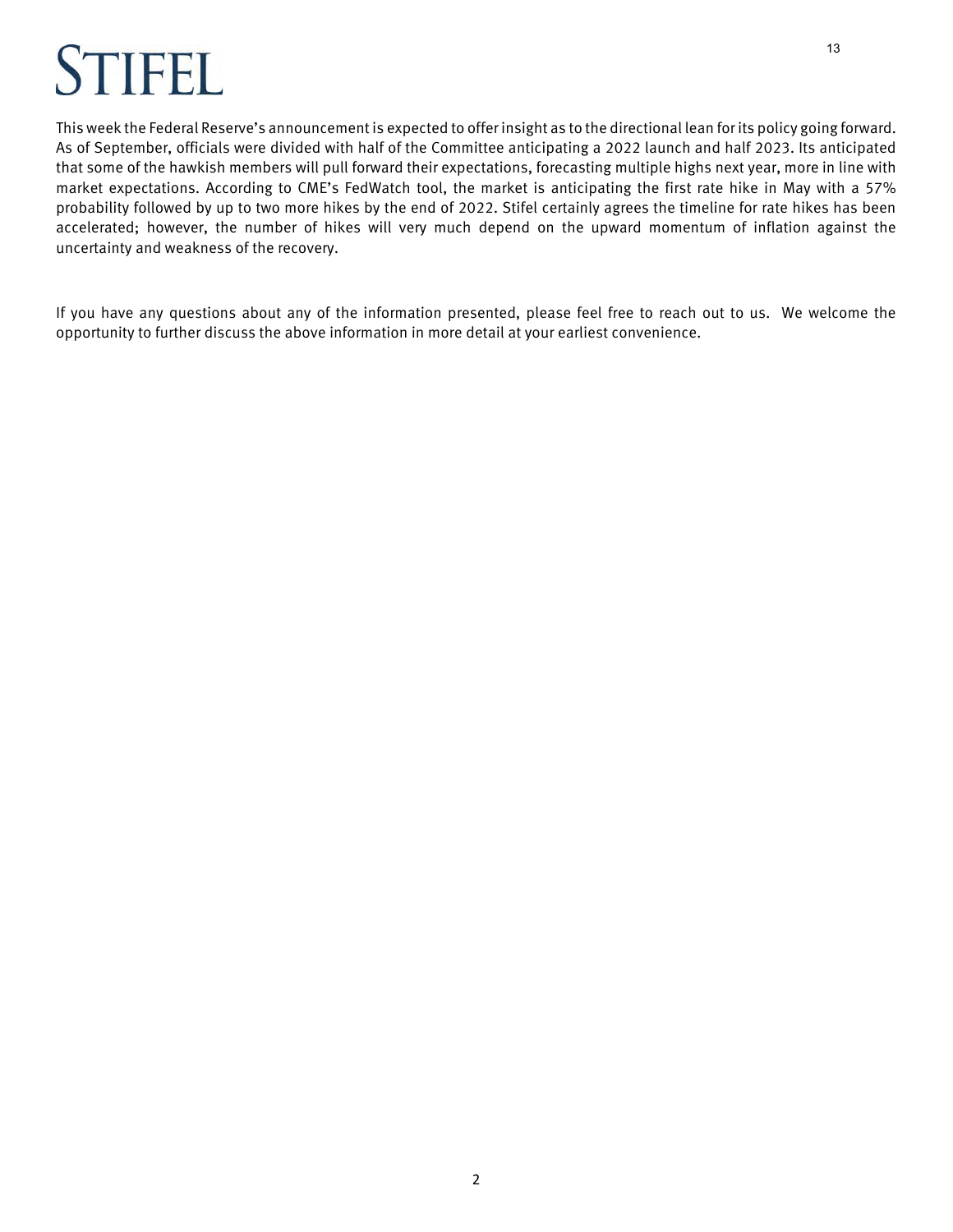This week the Federal Reserve's announcement is expected to offer insight as to the directional lean for its policy going forward. As of September, officials were divided with half of the Committee anticipating a 2022 launch and half 2023. Its anticipated that some of the hawkish members will pull forward their expectations, forecasting multiple highs next year, more in line with market expectations. According to CME's FedWatch tool, the market is anticipating the first rate hike in May with a 57% probability followed by up to two more hikes by the end of 2022. Stifel certainly agrees the timeline for rate hikes has been accelerated; however, the number of hikes will very much depend on the upward momentum of inflation against the uncertainty and weakness of the recovery.

If you have any questions about any of the information presented, please feel free to reach out to us. We welcome the opportunity to further discuss the above information in more detail at your earliest convenience.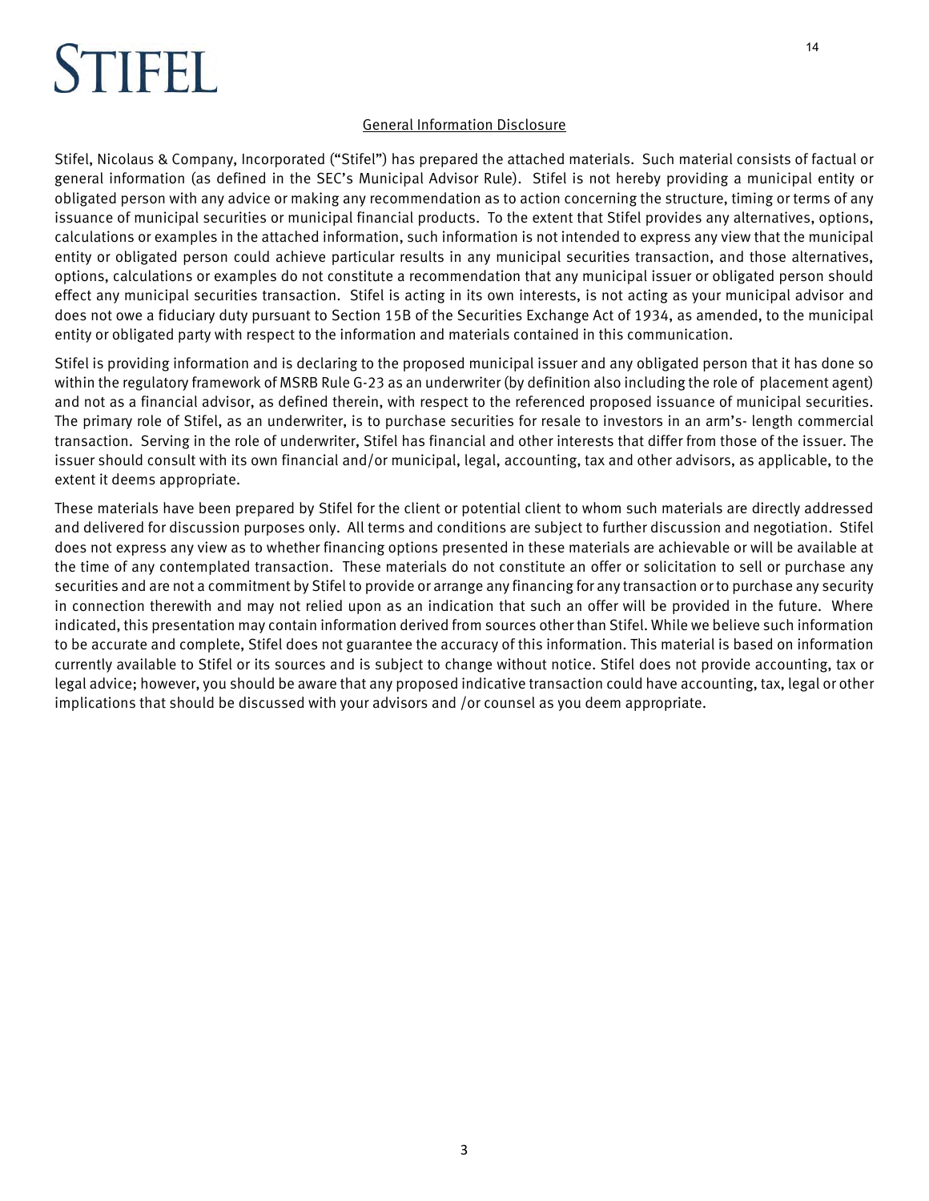## General Information Disclosure

Stifel, Nicolaus & Company, Incorporated ("Stifel") has prepared the attached materials. Such material consists of factual or general information (as defined in the SEC's Municipal Advisor Rule). Stifel is not hereby providing a municipal entity or obligated person with any advice or making any recommendation as to action concerning the structure, timing or terms of any issuance of municipal securities or municipal financial products. To the extent that Stifel provides any alternatives, options, calculations or examples in the attached information, such information is not intended to express any view that the municipal entity or obligated person could achieve particular results in any municipal securities transaction, and those alternatives, options, calculations or examples do not constitute a recommendation that any municipal issuer or obligated person should effect any municipal securities transaction. Stifel is acting in its own interests, is not acting as your municipal advisor and does not owe a fiduciary duty pursuant to Section 15B of the Securities Exchange Act of 1934, as amended, to the municipal entity or obligated party with respect to the information and materials contained in this communication.

Stifel is providing information and is declaring to the proposed municipal issuer and any obligated person that it has done so within the regulatory framework of MSRB Rule G-23 as an underwriter (by definition also including the role of placement agent) and not as a financial advisor, as defined therein, with respect to the referenced proposed issuance of municipal securities. The primary role of Stifel, as an underwriter, is to purchase securities for resale to investors in an arm's- length commercial transaction. Serving in the role of underwriter, Stifel has financial and other interests that differ from those of the issuer. The issuer should consult with its own financial and/or municipal, legal, accounting, tax and other advisors, as applicable, to the extent it deems appropriate.

These materials have been prepared by Stifel for the client or potential client to whom such materials are directly addressed and delivered for discussion purposes only. All terms and conditions are subject to further discussion and negotiation. Stifel does not express any view as to whether financing options presented in these materials are achievable or will be available at the time of any contemplated transaction. These materials do not constitute an offer or solicitation to sell or purchase any securities and are not a commitment by Stifel to provide or arrange any financing for any transaction or to purchase any security in connection therewith and may not relied upon as an indication that such an offer will be provided in the future. Where indicated, this presentation may contain information derived from sources other than Stifel. While we believe such information to be accurate and complete, Stifel does not guarantee the accuracy of this information. This material is based on information currently available to Stifel or its sources and is subject to change without notice. Stifel does not provide accounting, tax or legal advice; however, you should be aware that any proposed indicative transaction could have accounting, tax, legal or other implications that should be discussed with your advisors and /or counsel as you deem appropriate.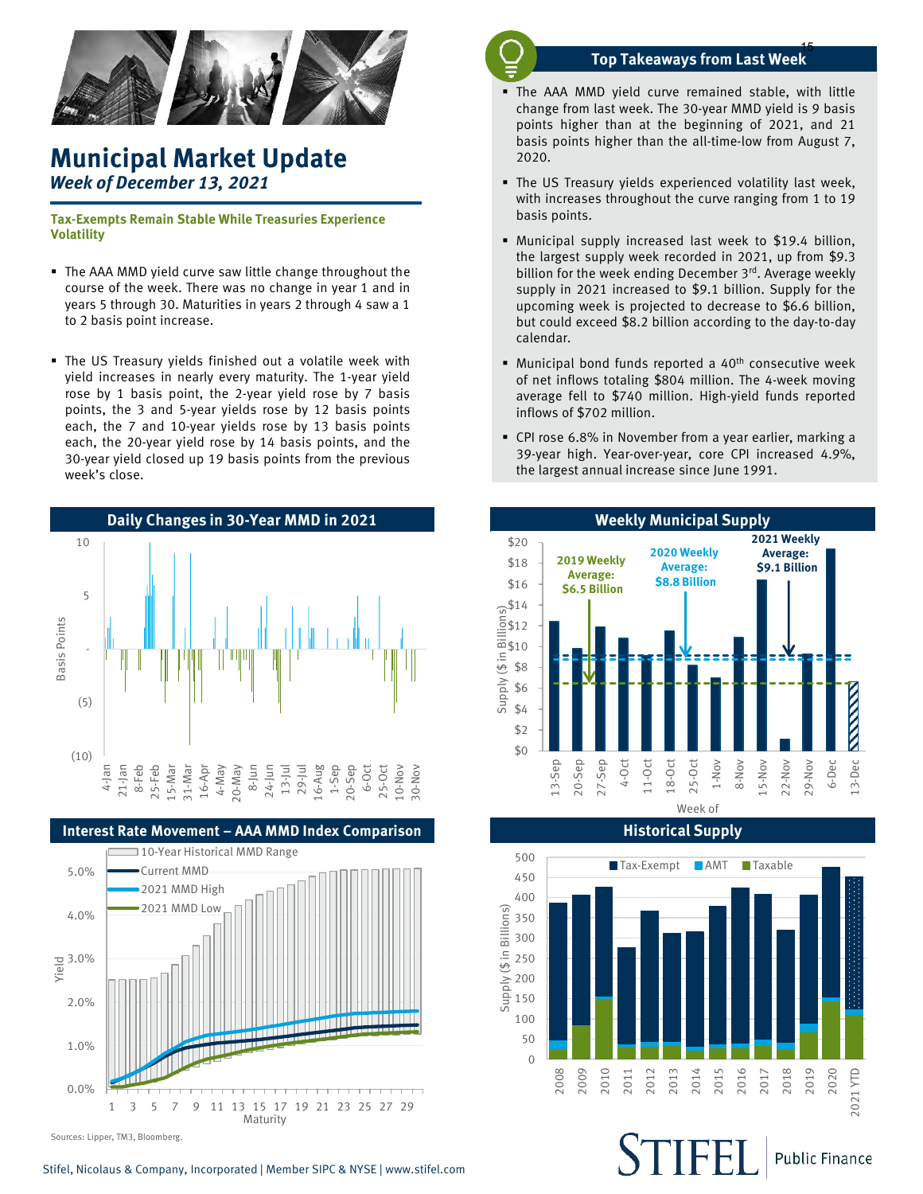# Municipal Market Update

*Week of December 13, 2021*

**Tax-Exempts Remain Stable While Treasuries Experience Volatility**

- The AAA MMD yield curve saw little change throughout the course of the week. There was no change in year 1 and in years 5 through 30. Maturities in years 2 through 4 saw a 1 to 2 basis point increase.
- The US Treasury yields finished out a volatile week with yield increases in nearly every maturity. The 1-year yield rose by 1 basis point, the 2-year yield rose by 7 basis points, the 3 and 5-year yields rose by 12 basis points each, the 7 and 10-year yields rose by 13 basis points each, the 20-year yield rose by 14 basis points, and the 30-year yield closed up 19 basis points from the previous week's close.

## Top Takeaways from Last Week

- The AAA MMD yield curve remained stable, with little change from last week. The 30-year MMD yield is 9 basis points higher than at the beginning of 2021, and 21 basis points higher than the all-time-low from August 7, 2020.
- The US Treasury yields experienced volatility last week, with increases throughout the curve ranging from 1 to 19 basis points.
- Municipal supply increased last week to $19.4 billion, the largest supply week recorded in 2021, up from $9.3 billion for the week ending December 3rd. Average weekly supply in 2021 increased to $9.1 billion. Supply for the upcoming week is projected to decrease to $6.6 billion, but could exceed $8.2 billion according to the day-to-day calendar.
- Municipal bond funds reported a 40th consecutive week of net inflows totaling $804 million. The 4-week moving average fell to $740 million. High-yield funds reported inflows of $702 million.
- CPI rose 6.8% in November from a year earlier, marking a 39-year high. Year-over-year, core CPI increased 4.9%, the largest annual increase since June 1991.

## Daily Changes in 30-Year MMD in 2021

## Weekly Municipal Supply

2019 Weekly Average: $6.5 Billion; 2020 Weekly Average: $8.8 Billion; 2021 Weekly Average: $9.1 Billion

## Interest Rate Movement – AAA MMD Index Comparison

## Historical Supply

Sources: Lipper, TM3, Bloomberg.

Stifel, Nicolaus & Company, Incorporated | Member SIPC & NYSE | www.stifel.com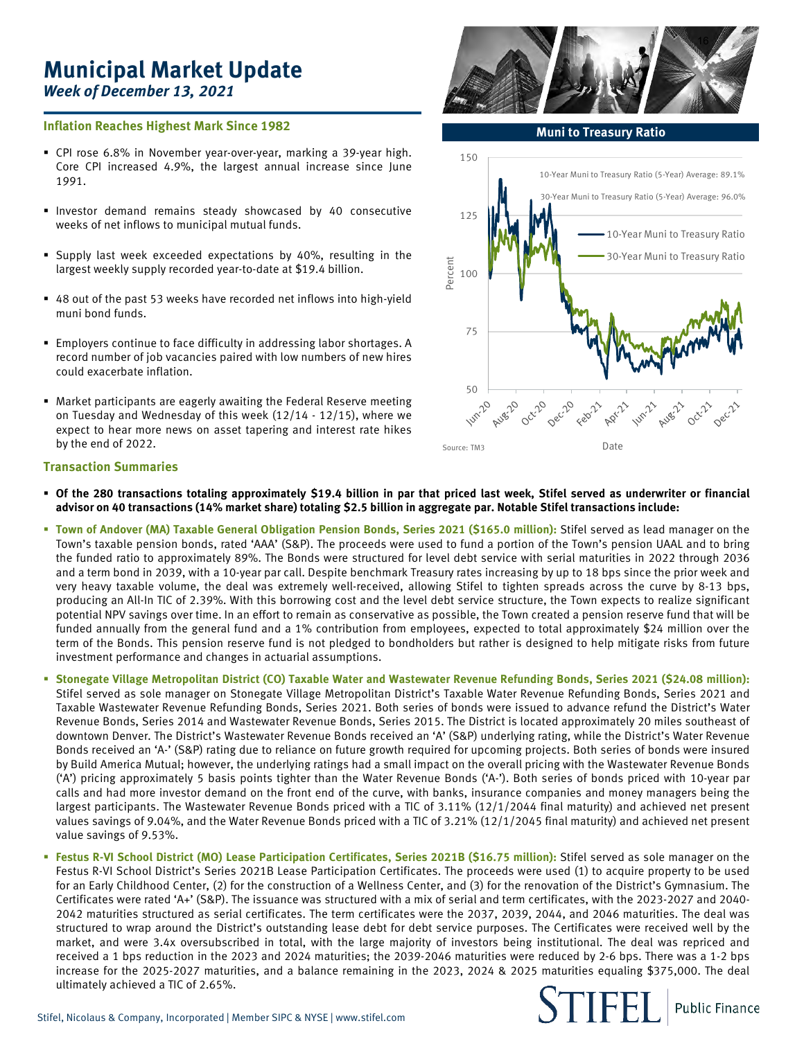# Municipal Market Update

***Week of December 13, 2021***

### Inflation Reaches Highest Mark Since 1982

- CPI rose 6.8% in November year-over-year, marking a 39-year high. Core CPI increased 4.9%, the largest annual increase since June 1991.
- Investor demand remains steady showcased by 40 consecutive weeks of net inflows to municipal mutual funds.
- Supply last week exceeded expectations by 40%, resulting in the largest weekly supply recorded year-to-date at $19.4 billion.
- 48 out of the past 53 weeks have recorded net inflows into high-yield muni bond funds.
- Employers continue to face difficulty in addressing labor shortages. A record number of job vacancies paired with low numbers of new hires could exacerbate inflation.
- Market participants are eagerly awaiting the Federal Reserve meeting on Tuesday and Wednesday of this week (12/14 - 12/15), where we expect to hear more news on asset tapering and interest rate hikes by the end of 2022.

**Muni to Treasury Ratio**

10-Year Muni to Treasury Ratio (5-Year) Average: 89.1%

30-Year Muni to Treasury Ratio (5-Year) Average: 96.0%

Source: TM3

### Transaction Summaries

- **Of the 280 transactions totaling approximately $19.4 billion in par that priced last week, Stifel served as underwriter or financial advisor on 40 transactions (14% market share) totaling $2.5 billion in aggregate par. Notable Stifel transactions include:**
- **Town of Andover (MA) Taxable General Obligation Pension Bonds, Series 2021 ($165.0 million):** Stifel served as lead manager on the Town's taxable pension bonds, rated 'AAA' (S&P). The proceeds were used to fund a portion of the Town's pension UAAL and to bring the funded ratio to approximately 89%. The Bonds were structured for level debt service with serial maturities in 2022 through 2036 and a term bond in 2039, with a 10-year par call. Despite benchmark Treasury rates increasing by up to 18 bps since the prior week and very heavy taxable volume, the deal was extremely well-received, allowing Stifel to tighten spreads across the curve by 8-13 bps, producing an All-In TIC of 2.39%. With this borrowing cost and the level debt service structure, the Town expects to realize significant potential NPV savings over time. In an effort to remain as conservative as possible, the Town created a pension reserve fund that will be funded annually from the general fund and a 1% contribution from employees, expected to total approximately $24 million over the term of the Bonds. This pension reserve fund is not pledged to bondholders but rather is designed to help mitigate risks from future investment performance and changes in actuarial assumptions.
- **Stonegate Village Metropolitan District (CO) Taxable Water and Wastewater Revenue Refunding Bonds, Series 2021 ($24.08 million):** Stifel served as sole manager on Stonegate Village Metropolitan District's Taxable Water Revenue Refunding Bonds, Series 2021 and Taxable Wastewater Revenue Refunding Bonds, Series 2021. Both series of bonds were issued to advance refund the District's Water Revenue Bonds, Series 2014 and Wastewater Revenue Bonds, Series 2015. The District is located approximately 20 miles southeast of downtown Denver. The District's Wastewater Revenue Bonds received an 'A' (S&P) underlying rating, while the District's Water Revenue Bonds received an 'A-' (S&P) rating due to reliance on future growth required for upcoming projects. Both series of bonds were insured by Build America Mutual; however, the underlying ratings had a small impact on the overall pricing with the Wastewater Revenue Bonds ('A') pricing approximately 5 basis points tighter than the Water Revenue Bonds ('A-'). Both series of bonds priced with 10-year par calls and had more investor demand on the front end of the curve, with banks, insurance companies and money managers being the largest participants. The Wastewater Revenue Bonds priced with a TIC of 3.11% (12/1/2044 final maturity) and achieved net present values savings of 9.04%, and the Water Revenue Bonds priced with a TIC of 3.21% (12/1/2045 final maturity) and achieved net present value savings of 9.53%.
- **Festus R-VI School District (MO) Lease Participation Certificates, Series 2021B ($16.75 million):** Stifel served as sole manager on the Festus R-VI School District's Series 2021B Lease Participation Certificates. The proceeds were used (1) to acquire property to be used for an Early Childhood Center, (2) for the construction of a Wellness Center, and (3) for the renovation of the District's Gymnasium. The Certificates were rated 'A+' (S&P). The issuance was structured with a mix of serial and term certificates, with the 2023-2027 and 2040-2042 maturities structured as serial certificates. The term certificates were the 2037, 2039, 2044, and 2046 maturities. The deal was structured to wrap around the District's outstanding lease debt for debt service purposes. The Certificates were received well by the market, and were 3.4x oversubscribed in total, with the large majority of investors being institutional. The deal was repriced and received a 1 bps reduction in the 2023 and 2024 maturities; the 2039-2046 maturities were reduced by 2-6 bps. There was a 1-2 bps increase for the 2025-2027 maturities, and a balance remaining in the 2023, 2024 & 2025 maturities equaling $375,000. The deal ultimately achieved a TIC of 2.65%.

Stifel, Nicolaus & Company, Incorporated | Member SIPC & NYSE | www.stifel.com

STIFEL | Public Finance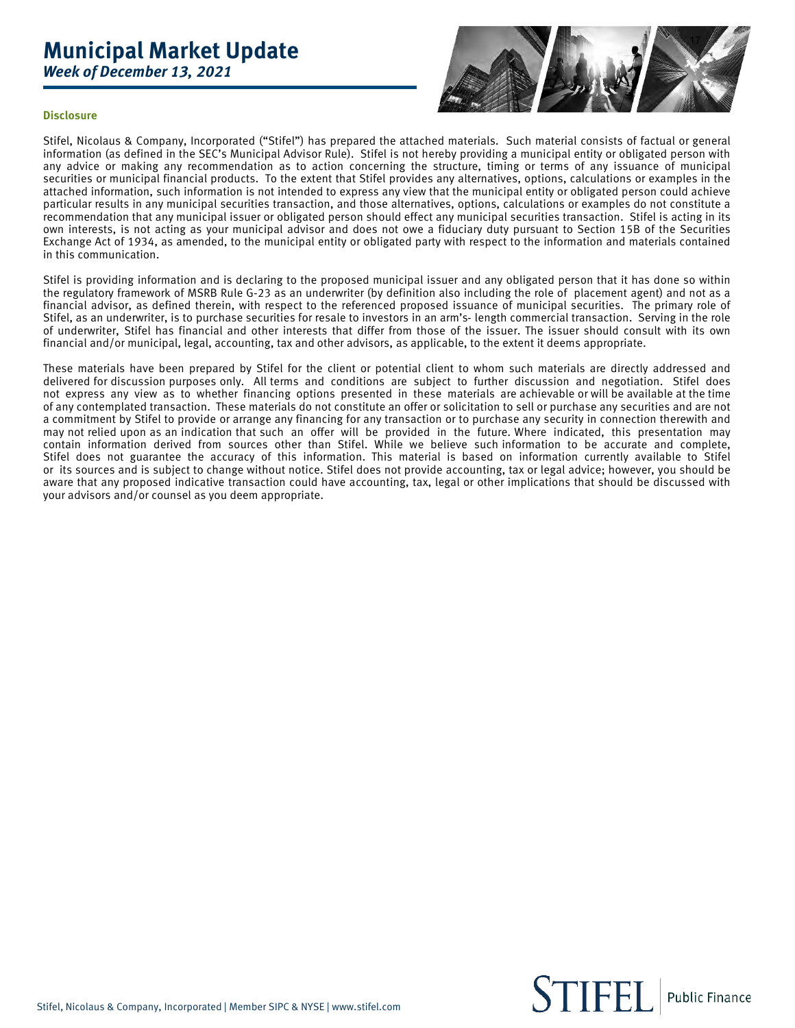### Disclosure

Stifel, Nicolaus & Company, Incorporated ("Stifel") has prepared the attached materials. Such material consists of factual or general information (as defined in the SEC's Municipal Advisor Rule). Stifel is not hereby providing a municipal entity or obligated person with any advice or making any recommendation as to action concerning the structure, timing or terms of any issuance of municipal securities or municipal financial products. To the extent that Stifel provides any alternatives, options, calculations or examples in the attached information, such information is not intended to express any view that the municipal entity or obligated person could achieve particular results in any municipal securities transaction, and those alternatives, options, calculations or examples do not constitute a recommendation that any municipal issuer or obligated person should effect any municipal securities transaction. Stifel is acting in its own interests, is not acting as your municipal advisor and does not owe a fiduciary duty pursuant to Section 15B of the Securities Exchange Act of 1934, as amended, to the municipal entity or obligated party with respect to the information and materials contained in this communication.

Stifel is providing information and is declaring to the proposed municipal issuer and any obligated person that it has done so within the regulatory framework of MSRB Rule G-23 as an underwriter (by definition also including the role of placement agent) and not as a financial advisor, as defined therein, with respect to the referenced proposed issuance of municipal securities. The primary role of Stifel, as an underwriter, is to purchase securities for resale to investors in an arm's- length commercial transaction. Serving in the role of underwriter, Stifel has financial and other interests that differ from those of the issuer. The issuer should consult with its own financial and/or municipal, legal, accounting, tax and other advisors, as applicable, to the extent it deems appropriate.

These materials have been prepared by Stifel for the client or potential client to whom such materials are directly addressed and delivered for discussion purposes only. All terms and conditions are subject to further discussion and negotiation. Stifel does not express any view as to whether financing options presented in these materials are achievable or will be available at the time of any contemplated transaction. These materials do not constitute an offer or solicitation to sell or purchase any securities and are not a commitment by Stifel to provide or arrange any financing for any transaction or to purchase any security in connection therewith and may not relied upon as an indication that such an offer will be provided in the future. Where indicated, this presentation may contain information derived from sources other than Stifel. While we believe such information to be accurate and complete, Stifel does not guarantee the accuracy of this information. This material is based on information currently available to Stifel or its sources and is subject to change without notice. Stifel does not provide accounting, tax or legal advice; however, you should be aware that any proposed indicative transaction could have accounting, tax, legal or other implications that should be discussed with your advisors and/or counsel as you deem appropriate.